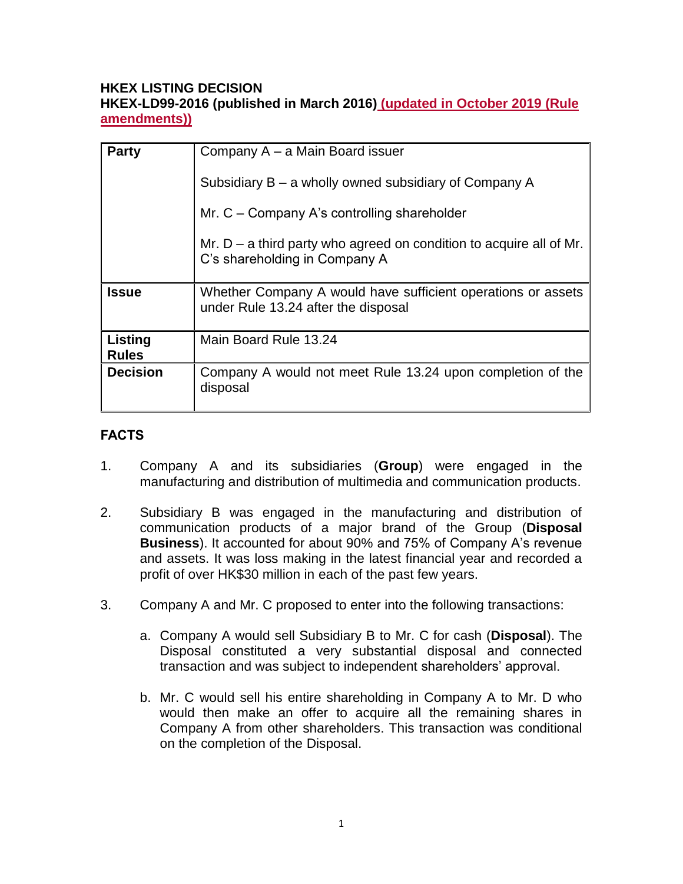**HKEX LISTING DECISION**

**HKEX-LD99-2016 (published in March 2016) (updated in October 2019 (Rule amendments))**

| Party | Company A – a Main Board issuer<br><br>Subsidiary B – a wholly owned subsidiary of Company A<br><br>Mr. C – Company A's controlling shareholder<br><br>Mr. D – a third party who agreed on condition to acquire all of Mr. C's shareholding in Company A |
|---|---|
| **Issue** | Whether Company A would have sufficient operations or assets under Rule 13.24 after the disposal |
| **Listing Rules** | Main Board Rule 13.24 |
| **Decision** | Company A would not meet Rule 13.24 upon completion of the disposal |

## FACTS

1. Company A and its subsidiaries (**Group**) were engaged in the manufacturing and distribution of multimedia and communication products.

2. Subsidiary B was engaged in the manufacturing and distribution of communication products of a major brand of the Group (**Disposal Business**). It accounted for about 90% and 75% of Company A's revenue and assets. It was loss making in the latest financial year and recorded a profit of over HK$30 million in each of the past few years.

3. Company A and Mr. C proposed to enter into the following transactions:

   a. Company A would sell Subsidiary B to Mr. C for cash (**Disposal**). The Disposal constituted a very substantial disposal and connected transaction and was subject to independent shareholders' approval.

   b. Mr. C would sell his entire shareholding in Company A to Mr. D who would then make an offer to acquire all the remaining shares in Company A from other shareholders. This transaction was conditional on the completion of the Disposal.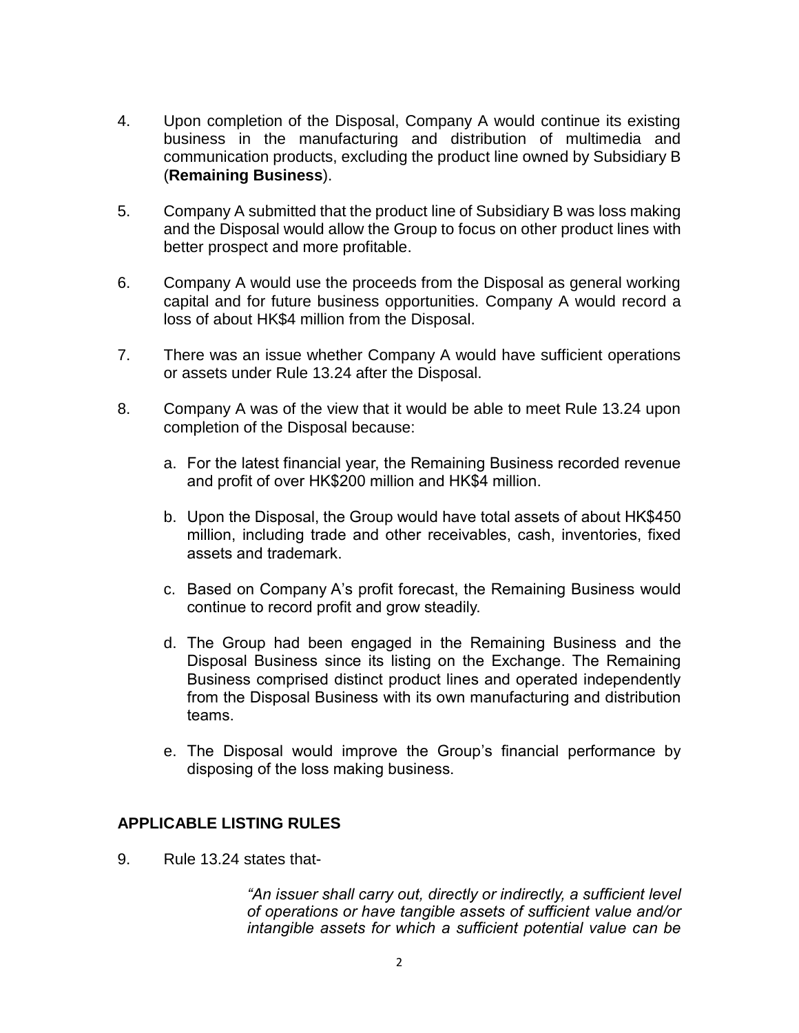4. Upon completion of the Disposal, Company A would continue its existing business in the manufacturing and distribution of multimedia and communication products, excluding the product line owned by Subsidiary B (**Remaining Business**).

5. Company A submitted that the product line of Subsidiary B was loss making and the Disposal would allow the Group to focus on other product lines with better prospect and more profitable.

6. Company A would use the proceeds from the Disposal as general working capital and for future business opportunities. Company A would record a loss of about HK$4 million from the Disposal.

7. There was an issue whether Company A would have sufficient operations or assets under Rule 13.24 after the Disposal.

8. Company A was of the view that it would be able to meet Rule 13.24 upon completion of the Disposal because:

   a. For the latest financial year, the Remaining Business recorded revenue and profit of over HK$200 million and HK$4 million.

   b. Upon the Disposal, the Group would have total assets of about HK$450 million, including trade and other receivables, cash, inventories, fixed assets and trademark.

   c. Based on Company A's profit forecast, the Remaining Business would continue to record profit and grow steadily.

   d. The Group had been engaged in the Remaining Business and the Disposal Business since its listing on the Exchange. The Remaining Business comprised distinct product lines and operated independently from the Disposal Business with its own manufacturing and distribution teams.

   e. The Disposal would improve the Group's financial performance by disposing of the loss making business.

### APPLICABLE LISTING RULES

9. Rule 13.24 states that-

> *"An issuer shall carry out, directly or indirectly, a sufficient level of operations or have tangible assets of sufficient value and/or intangible assets for which a sufficient potential value can be*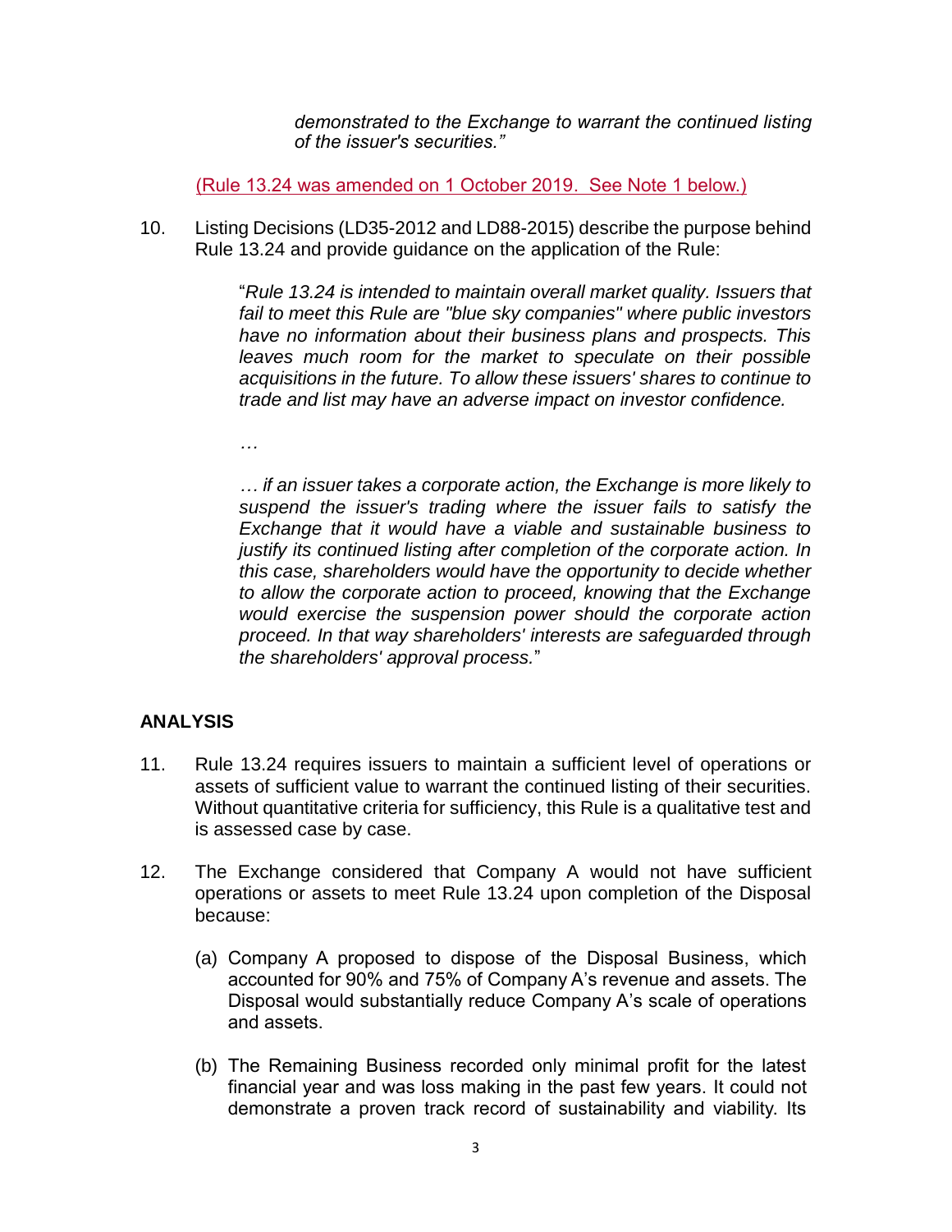> *demonstrated to the Exchange to warrant the continued listing of the issuer's securities."*

(Rule 13.24 was amended on 1 October 2019. See Note 1 below.)

10. Listing Decisions (LD35-2012 and LD88-2015) describe the purpose behind Rule 13.24 and provide guidance on the application of the Rule:

> "*Rule 13.24 is intended to maintain overall market quality. Issuers that fail to meet this Rule are "blue sky companies" where public investors have no information about their business plans and prospects. This leaves much room for the market to speculate on their possible acquisitions in the future. To allow these issuers' shares to continue to trade and list may have an adverse impact on investor confidence.*
>
> *…*
>
> *… if an issuer takes a corporate action, the Exchange is more likely to suspend the issuer's trading where the issuer fails to satisfy the Exchange that it would have a viable and sustainable business to justify its continued listing after completion of the corporate action. In this case, shareholders would have the opportunity to decide whether to allow the corporate action to proceed, knowing that the Exchange would exercise the suspension power should the corporate action proceed. In that way shareholders' interests are safeguarded through the shareholders' approval process.*"

## ANALYSIS

11. Rule 13.24 requires issuers to maintain a sufficient level of operations or assets of sufficient value to warrant the continued listing of their securities. Without quantitative criteria for sufficiency, this Rule is a qualitative test and is assessed case by case.

12. The Exchange considered that Company A would not have sufficient operations or assets to meet Rule 13.24 upon completion of the Disposal because:

    (a) Company A proposed to dispose of the Disposal Business, which accounted for 90% and 75% of Company A's revenue and assets. The Disposal would substantially reduce Company A's scale of operations and assets.

    (b) The Remaining Business recorded only minimal profit for the latest financial year and was loss making in the past few years. It could not demonstrate a proven track record of sustainability and viability. Its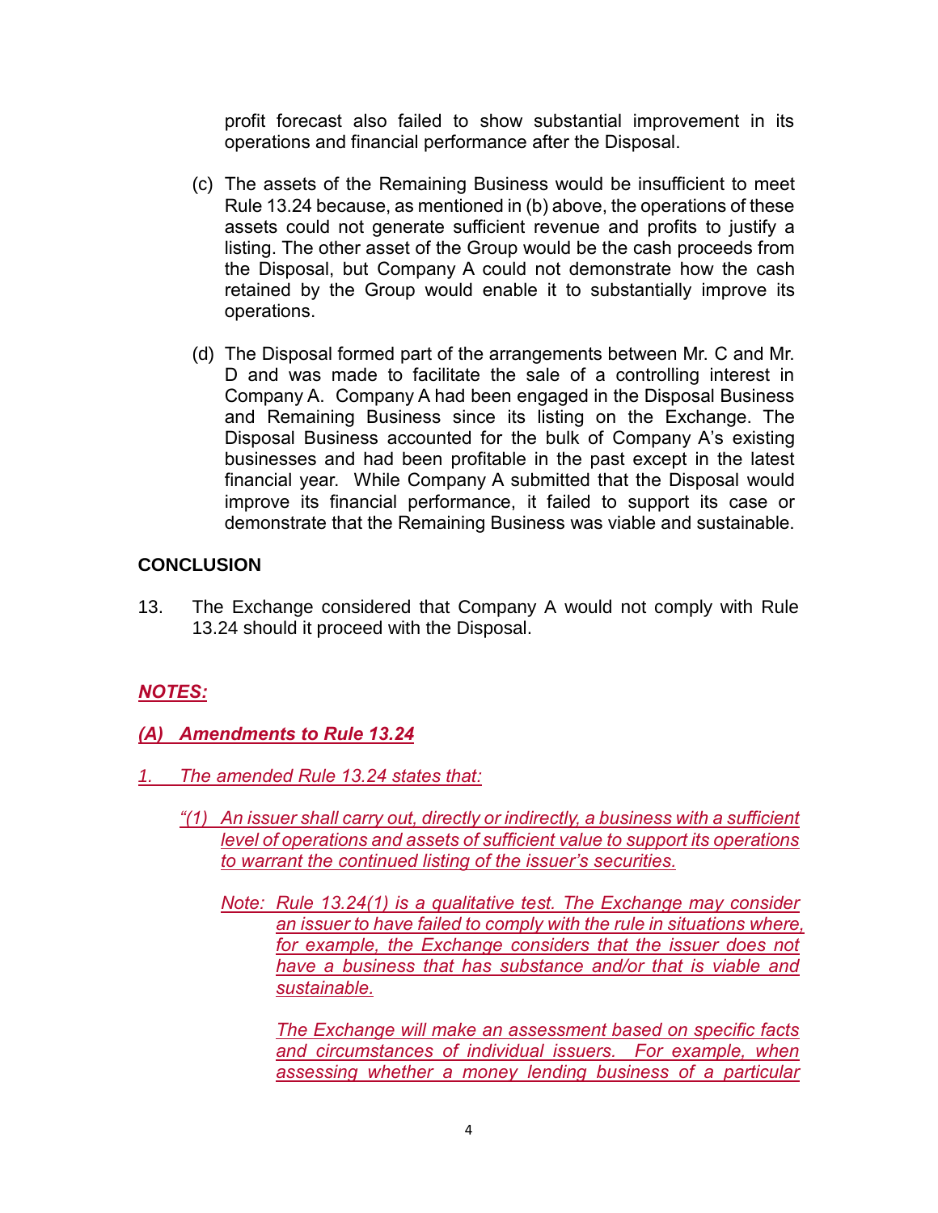profit forecast also failed to show substantial improvement in its operations and financial performance after the Disposal.

(c) The assets of the Remaining Business would be insufficient to meet Rule 13.24 because, as mentioned in (b) above, the operations of these assets could not generate sufficient revenue and profits to justify a listing. The other asset of the Group would be the cash proceeds from the Disposal, but Company A could not demonstrate how the cash retained by the Group would enable it to substantially improve its operations.

(d) The Disposal formed part of the arrangements between Mr. C and Mr. D and was made to facilitate the sale of a controlling interest in Company A. Company A had been engaged in the Disposal Business and Remaining Business since its listing on the Exchange. The Disposal Business accounted for the bulk of Company A's existing businesses and had been profitable in the past except in the latest financial year. While Company A submitted that the Disposal would improve its financial performance, it failed to support its case or demonstrate that the Remaining Business was viable and sustainable.

## CONCLUSION

13. The Exchange considered that Company A would not comply with Rule 13.24 should it proceed with the Disposal.

## *NOTES:*

### *(A) Amendments to Rule 13.24*

*1. The amended Rule 13.24 states that:*

*"(1) An issuer shall carry out, directly or indirectly, a business with a sufficient level of operations and assets of sufficient value to support its operations to warrant the continued listing of the issuer's securities.*

*Note: Rule 13.24(1) is a qualitative test. The Exchange may consider an issuer to have failed to comply with the rule in situations where, for example, the Exchange considers that the issuer does not have a business that has substance and/or that is viable and sustainable.*

*The Exchange will make an assessment based on specific facts and circumstances of individual issuers. For example, when assessing whether a money lending business of a particular*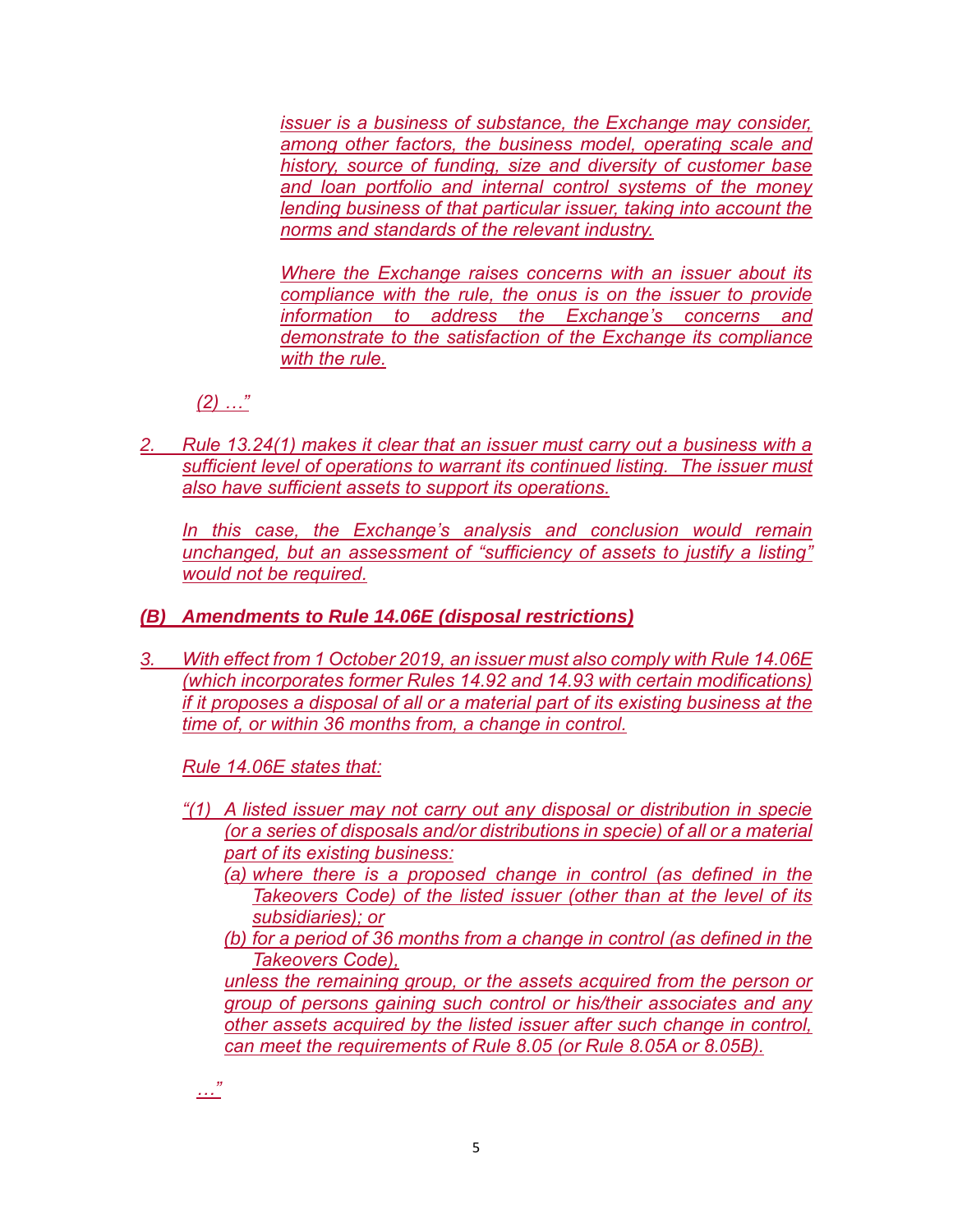*issuer is a business of substance, the Exchange may consider, among other factors, the business model, operating scale and history, source of funding, size and diversity of customer base and loan portfolio and internal control systems of the money lending business of that particular issuer, taking into account the norms and standards of the relevant industry.*

*Where the Exchange raises concerns with an issuer about its compliance with the rule, the onus is on the issuer to provide information to address the Exchange's concerns and demonstrate to the satisfaction of the Exchange its compliance with the rule.*

*(2) …"*

2. *Rule 13.24(1) makes it clear that an issuer must carry out a business with a sufficient level of operations to warrant its continued listing. The issuer must also have sufficient assets to support its operations.*

   *In this case, the Exchange's analysis and conclusion would remain unchanged, but an assessment of "sufficiency of assets to justify a listing" would not be required.*

***(B) Amendments to Rule 14.06E (disposal restrictions)***

3. *With effect from 1 October 2019, an issuer must also comply with Rule 14.06E (which incorporates former Rules 14.92 and 14.93 with certain modifications) if it proposes a disposal of all or a material part of its existing business at the time of, or within 36 months from, a change in control.*

   *Rule 14.06E states that:*

   *"(1) A listed issuer may not carry out any disposal or distribution in specie (or a series of disposals and/or distributions in specie) of all or a material part of its existing business:*
   
   *(a) where there is a proposed change in control (as defined in the Takeovers Code) of the listed issuer (other than at the level of its subsidiaries); or*
   
   *(b) for a period of 36 months from a change in control (as defined in the Takeovers Code),*
   
   *unless the remaining group, or the assets acquired from the person or group of persons gaining such control or his/their associates and any other assets acquired by the listed issuer after such change in control, can meet the requirements of Rule 8.05 (or Rule 8.05A or 8.05B).*

   *…"*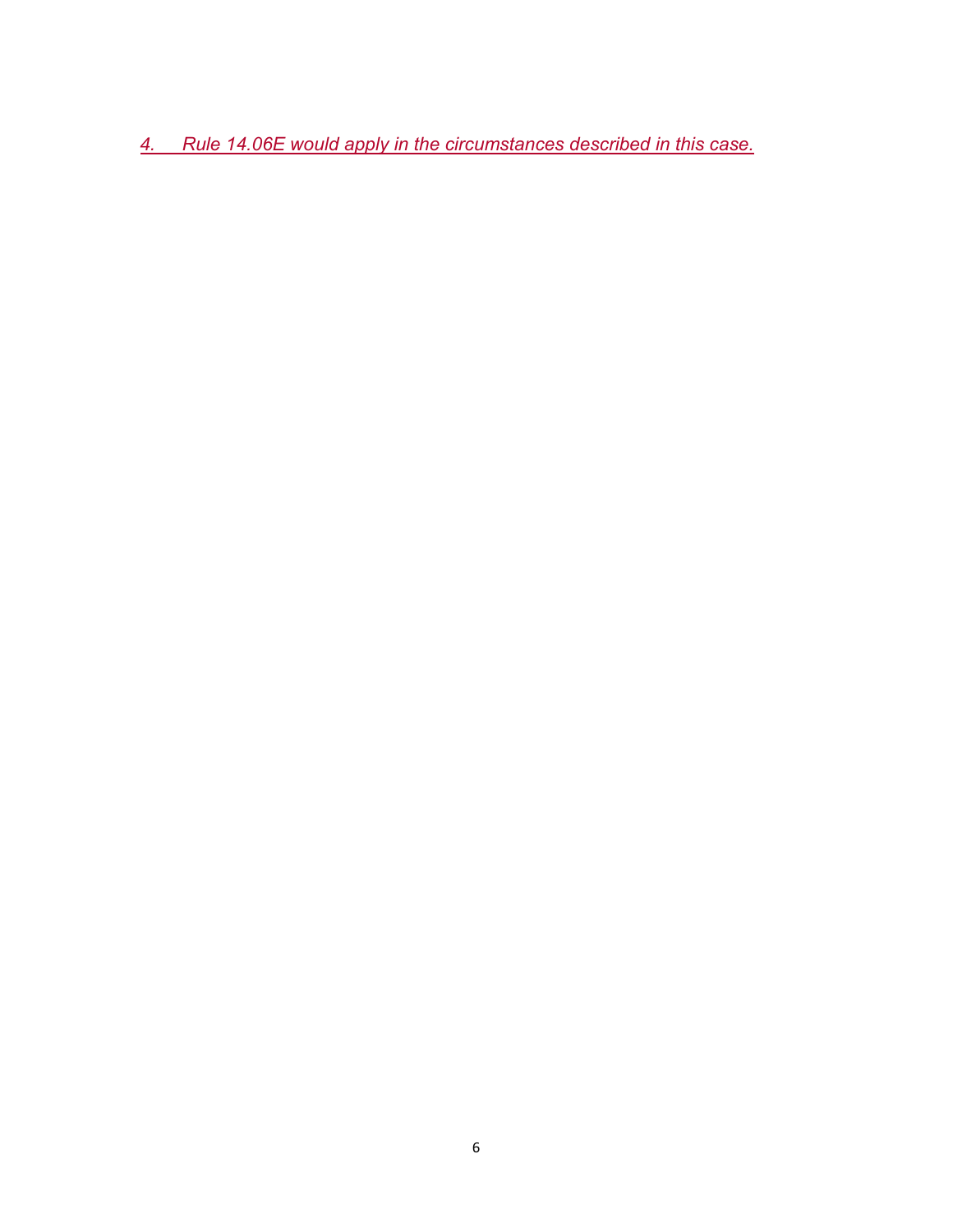*4. Rule 14.06E would apply in the circumstances described in this case.*